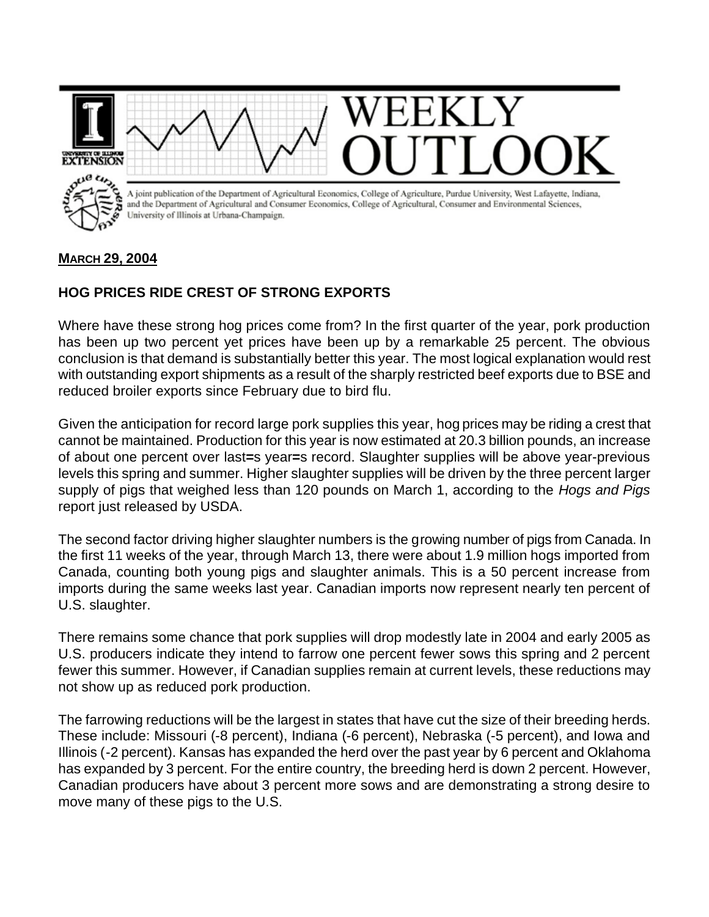# WEEKLY OUTLOOK

A joint publication of the Department of Agricultural Economics, College of Agriculture, Purdue University, West Lafayette, Indiana, and the Department of Agricultural and Consumer Economics, College of Agricultural, Consumer and Environmental Sciences, University of Illinois at Urbana-Champaign.

**MARCH 29, 2004**

## HOG PRICES RIDE CREST OF STRONG EXPORTS

Where have these strong hog prices come from? In the first quarter of the year, pork production has been up two percent yet prices have been up by a remarkable 25 percent. The obvious conclusion is that demand is substantially better this year. The most logical explanation would rest with outstanding export shipments as a result of the sharply restricted beef exports due to BSE and reduced broiler exports since February due to bird flu.

Given the anticipation for record large pork supplies this year, hog prices may be riding a crest that cannot be maintained. Production for this year is now estimated at 20.3 billion pounds, an increase of about one percent over last=s year=s record. Slaughter supplies will be above year-previous levels this spring and summer. Higher slaughter supplies will be driven by the three percent larger supply of pigs that weighed less than 120 pounds on March 1, according to the *Hogs and Pigs* report just released by USDA.

The second factor driving higher slaughter numbers is the growing number of pigs from Canada. In the first 11 weeks of the year, through March 13, there were about 1.9 million hogs imported from Canada, counting both young pigs and slaughter animals. This is a 50 percent increase from imports during the same weeks last year. Canadian imports now represent nearly ten percent of U.S. slaughter.

There remains some chance that pork supplies will drop modestly late in 2004 and early 2005 as U.S. producers indicate they intend to farrow one percent fewer sows this spring and 2 percent fewer this summer. However, if Canadian supplies remain at current levels, these reductions may not show up as reduced pork production.

The farrowing reductions will be the largest in states that have cut the size of their breeding herds. These include: Missouri (-8 percent), Indiana (-6 percent), Nebraska (-5 percent), and Iowa and Illinois (-2 percent). Kansas has expanded the herd over the past year by 6 percent and Oklahoma has expanded by 3 percent. For the entire country, the breeding herd is down 2 percent. However, Canadian producers have about 3 percent more sows and are demonstrating a strong desire to move many of these pigs to the U.S.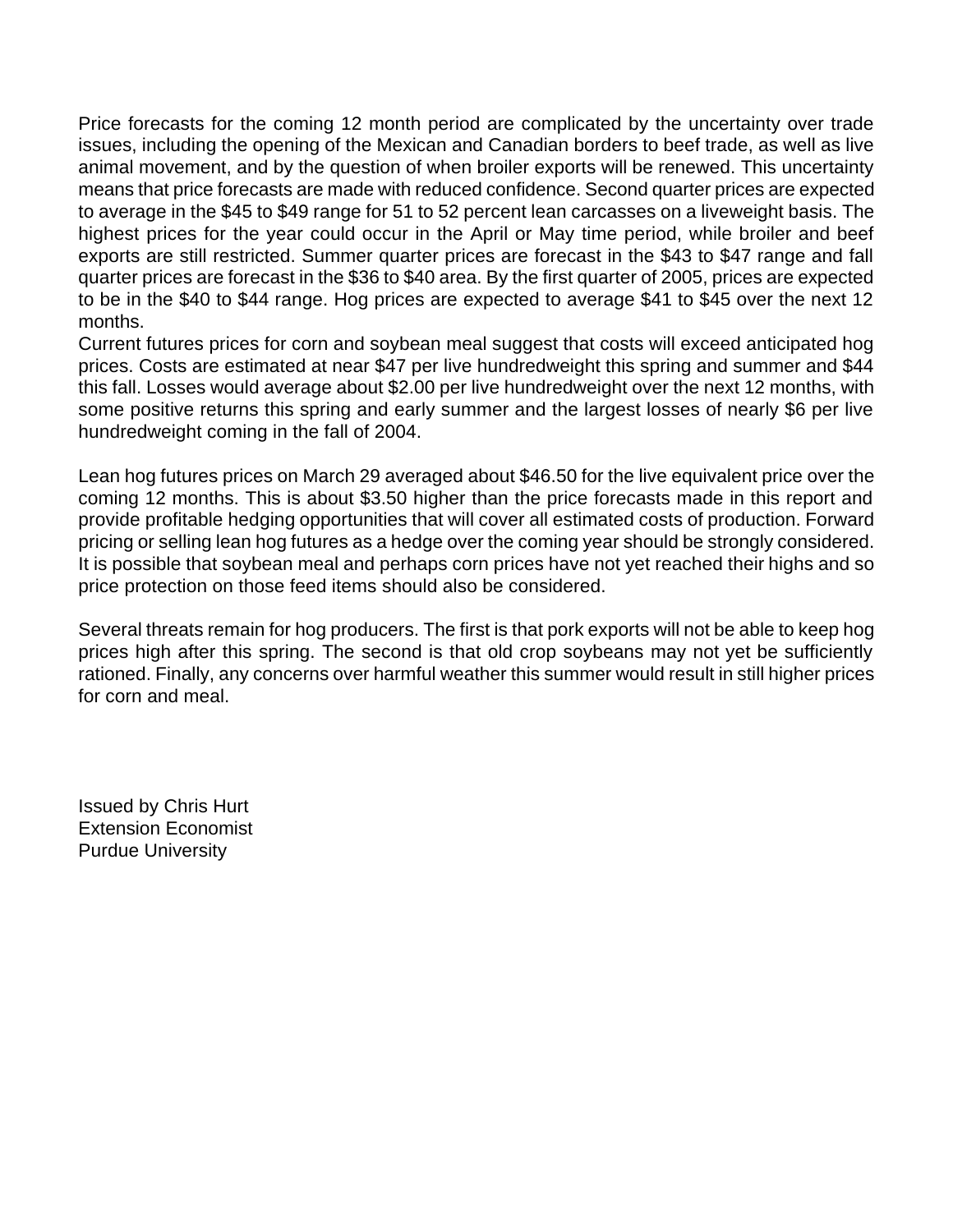Price forecasts for the coming 12 month period are complicated by the uncertainty over trade issues, including the opening of the Mexican and Canadian borders to beef trade, as well as live animal movement, and by the question of when broiler exports will be renewed. This uncertainty means that price forecasts are made with reduced confidence. Second quarter prices are expected to average in the $45 to $49 range for 51 to 52 percent lean carcasses on a liveweight basis. The highest prices for the year could occur in the April or May time period, while broiler and beef exports are still restricted. Summer quarter prices are forecast in the $43 to $47 range and fall quarter prices are forecast in the $36 to $40 area. By the first quarter of 2005, prices are expected to be in the $40 to $44 range. Hog prices are expected to average $41 to $45 over the next 12 months.
Current futures prices for corn and soybean meal suggest that costs will exceed anticipated hog prices. Costs are estimated at near $47 per live hundredweight this spring and summer and $44 this fall. Losses would average about $2.00 per live hundredweight over the next 12 months, with some positive returns this spring and early summer and the largest losses of nearly $6 per live hundredweight coming in the fall of 2004.

Lean hog futures prices on March 29 averaged about $46.50 for the live equivalent price over the coming 12 months. This is about $3.50 higher than the price forecasts made in this report and provide profitable hedging opportunities that will cover all estimated costs of production. Forward pricing or selling lean hog futures as a hedge over the coming year should be strongly considered. It is possible that soybean meal and perhaps corn prices have not yet reached their highs and so price protection on those feed items should also be considered.

Several threats remain for hog producers. The first is that pork exports will not be able to keep hog prices high after this spring. The second is that old crop soybeans may not yet be sufficiently rationed. Finally, any concerns over harmful weather this summer would result in still higher prices for corn and meal.

Issued by Chris Hurt
Extension Economist
Purdue University